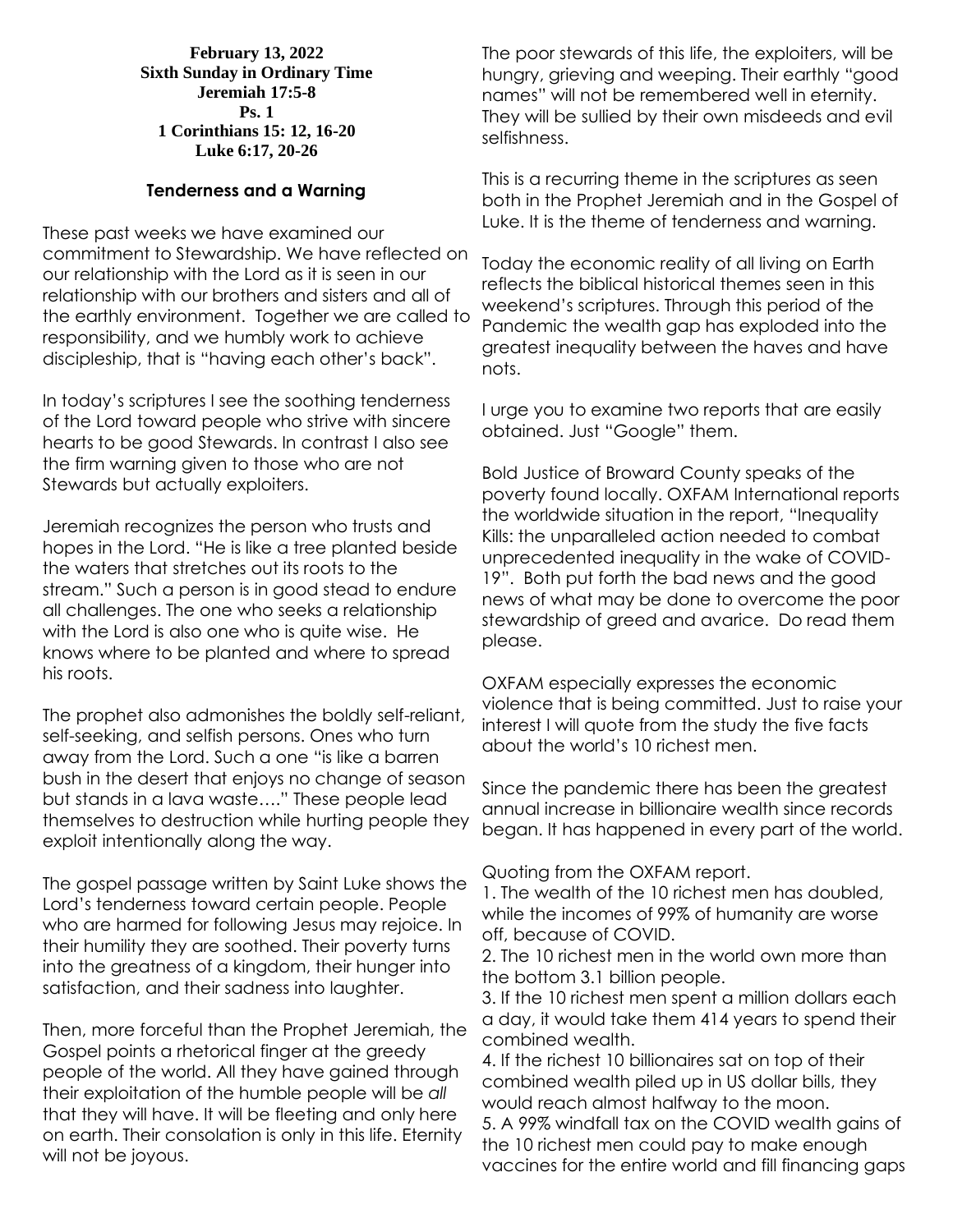**February 13, 2022**
**Sixth Sunday in Ordinary Time**
**Jeremiah 17:5-8**
**Ps. 1**
**1 Corinthians 15: 12, 16-20**
**Luke 6:17, 20-26**

### Tenderness and a Warning

These past weeks we have examined our commitment to Stewardship. We have reflected on our relationship with the Lord as it is seen in our relationship with our brothers and sisters and all of the earthly environment. Together we are called to responsibility, and we humbly work to achieve discipleship, that is "having each other's back".

In today's scriptures I see the soothing tenderness of the Lord toward people who strive with sincere hearts to be good Stewards. In contrast I also see the firm warning given to those who are not Stewards but actually exploiters.

Jeremiah recognizes the person who trusts and hopes in the Lord. "He is like a tree planted beside the waters that stretches out its roots to the stream." Such a person is in good stead to endure all challenges. The one who seeks a relationship with the Lord is also one who is quite wise. He knows where to be planted and where to spread his roots.

The prophet also admonishes the boldly self-reliant, self-seeking, and selfish persons. Ones who turn away from the Lord. Such a one "is like a barren bush in the desert that enjoys no change of season but stands in a lava waste…." These people lead themselves to destruction while hurting people they exploit intentionally along the way.

The gospel passage written by Saint Luke shows the Lord's tenderness toward certain people. People who are harmed for following Jesus may rejoice. In their humility they are soothed. Their poverty turns into the greatness of a kingdom, their hunger into satisfaction, and their sadness into laughter.

Then, more forceful than the Prophet Jeremiah, the Gospel points a rhetorical finger at the greedy people of the world. All they have gained through their exploitation of the humble people will be *all* that they will have. It will be fleeting and only here on earth. Their consolation is only in this life. Eternity will not be joyous.

The poor stewards of this life, the exploiters, will be hungry, grieving and weeping. Their earthly "good names" will not be remembered well in eternity. They will be sullied by their own misdeeds and evil selfishness.

This is a recurring theme in the scriptures as seen both in the Prophet Jeremiah and in the Gospel of Luke. It is the theme of tenderness and warning.

Today the economic reality of all living on Earth reflects the biblical historical themes seen in this weekend's scriptures. Through this period of the Pandemic the wealth gap has exploded into the greatest inequality between the haves and have nots.

I urge you to examine two reports that are easily obtained. Just "Google" them.

Bold Justice of Broward County speaks of the poverty found locally. OXFAM International reports the worldwide situation in the report, "Inequality Kills: the unparalleled action needed to combat unprecedented inequality in the wake of COVID-19". Both put forth the bad news and the good news of what may be done to overcome the poor stewardship of greed and avarice. Do read them please.

OXFAM especially expresses the economic violence that is being committed. Just to raise your interest I will quote from the study the five facts about the world's 10 richest men.

Since the pandemic there has been the greatest annual increase in billionaire wealth since records began. It has happened in every part of the world.

Quoting from the OXFAM report.
1. The wealth of the 10 richest men has doubled, while the incomes of 99% of humanity are worse off, because of COVID.
2. The 10 richest men in the world own more than the bottom 3.1 billion people.
3. If the 10 richest men spent a million dollars each a day, it would take them 414 years to spend their combined wealth.
4. If the richest 10 billionaires sat on top of their combined wealth piled up in US dollar bills, they would reach almost halfway to the moon.
5. A 99% windfall tax on the COVID wealth gains of the 10 richest men could pay to make enough vaccines for the entire world and fill financing gaps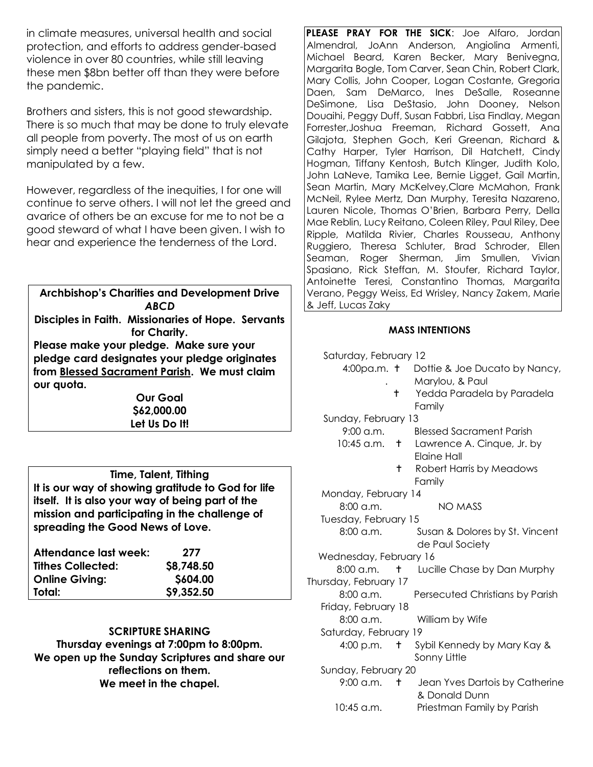in climate measures, universal health and social protection, and efforts to address gender-based violence in over 80 countries, while still leaving these men $8bn better off than they were before the pandemic.

Brothers and sisters, this is not good stewardship. There is so much that may be done to truly elevate all people from poverty. The most of us on earth simply need a better "playing field" that is not manipulated by a few.

However, regardless of the inequities, I for one will continue to serve others. I will not let the greed and avarice of others be an excuse for me to not be a good steward of what I have been given. I wish to hear and experience the tenderness of the Lord.

**Archbishop's Charities and Development Drive**
***ABCD***
**Disciples in Faith. Missionaries of Hope. Servants for Charity.**
**Please make your pledge. Make sure your pledge card designates your pledge originates from Blessed Sacrament Parish. We must claim our quota.**

**Our Goal**
**$62,000.00**
**Let Us Do It!**

**Time, Talent, Tithing**
**It is our way of showing gratitude to God for life itself. It is also your way of being part of the mission and participating in the challenge of spreading the Good News of Love.**

| | |
|---|---|
| **Attendance last week:** | **277** |
| **Tithes Collected:** | **$8,748.50** |
| **Online Giving:** | **$604.00** |
| **Total:** | **$9,352.50** |

**SCRIPTURE SHARING**
**Thursday evenings at 7:00pm to 8:00pm.**
**We open up the Sunday Scriptures and share our reflections on them.**
**We meet in the chapel.**

**PLEASE PRAY FOR THE SICK**: Joe Alfaro, Jordan Almendral, JoAnn Anderson, Angiolina Armenti, Michael Beard, Karen Becker, Mary Benivegna, Margarita Bogle, Tom Carver, Sean Chin, Robert Clark, Mary Collis, John Cooper, Logan Costante, Gregoria Daen, Sam DeMarco, Ines DeSalle, Roseanne DeSimone, Lisa DeStasio, John Dooney, Nelson Douaihi, Peggy Duff, Susan Fabbri, Lisa Findlay, Megan Forrester,Joshua Freeman, Richard Gossett, Ana Gilajota, Stephen Goch, Keri Greenan, Richard & Cathy Harper, Tyler Harrison, Dil Hatchett, Cindy Hogman, Tiffany Kentosh, Butch Klinger, Judith Kolo, John LaNeve, Tamika Lee, Bernie Ligget, Gail Martin, Sean Martin, Mary McKelvey,Clare McMahon, Frank McNeil, Rylee Mertz, Dan Murphy, Teresita Nazareno, Lauren Nicole, Thomas O'Brien, Barbara Perry, Della Mae Reblin, Lucy Reitano, Coleen Riley, Paul Riley, Dee Ripple, Matilda Rivier, Charles Rousseau, Anthony Ruggiero, Theresa Schluter, Brad Schroder, Ellen Seaman, Roger Sherman, Jim Smullen, Vivian Spasiano, Rick Steffan, M. Stoufer, Richard Taylor, Antoinette Teresi, Constantino Thomas, Margarita Verano, Peggy Weiss, Ed Wrisley, Nancy Zakem, Marie & Jeff, Lucas Zaky

**MASS INTENTIONS**

Saturday, February 12
4:00pa.m. † Dottie & Joe Ducato by Nancy, Marylou, & Paul
† Yedda Paradela by Paradela Family

Sunday, February 13
9:00 a.m. Blessed Sacrament Parish
10:45 a.m. † Lawrence A. Cinque, Jr. by Elaine Hall
† Robert Harris by Meadows Family

Monday, February 14
8:00 a.m. NO MASS

Tuesday, February 15
8:00 a.m. Susan & Dolores by St. Vincent de Paul Society

Wednesday, February 16
8:00 a.m. † Lucille Chase by Dan Murphy

Thursday, February 17
8:00 a.m. Persecuted Christians by Parish

Friday, February 18
8:00 a.m. William by Wife

Saturday, February 19
4:00 p.m. † Sybil Kennedy by Mary Kay & Sonny Little

Sunday, February 20
9:00 a.m. † Jean Yves Dartois by Catherine & Donald Dunn
10:45 a.m. Priestman Family by Parish